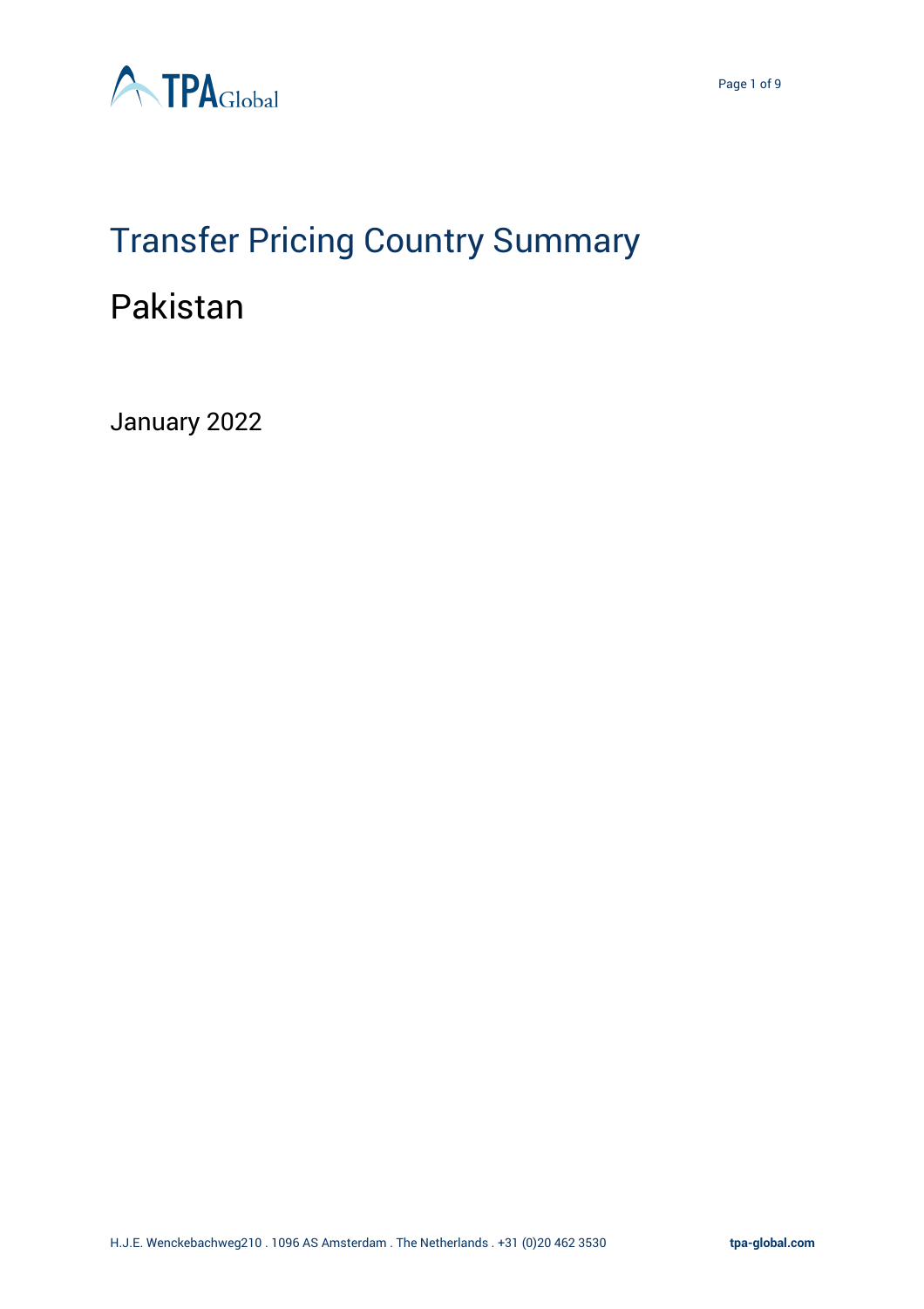# Transfer Pricing Country Summary

## Pakistan

January 2022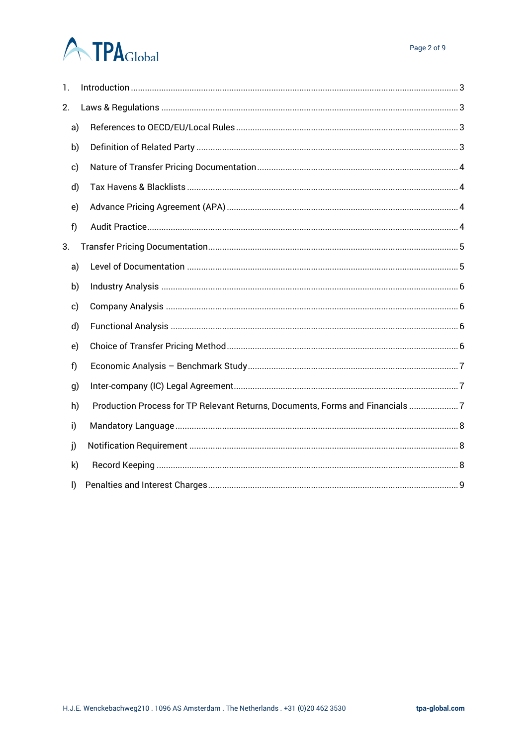1. Introduction ... 3
2. Laws & Regulations ... 3
   a) References to OECD/EU/Local Rules ... 3
   b) Definition of Related Party ... 3
   c) Nature of Transfer Pricing Documentation ... 4
   d) Tax Havens & Blacklists ... 4
   e) Advance Pricing Agreement (APA) ... 4
   f) Audit Practice ... 4
3. Transfer Pricing Documentation ... 5
   a) Level of Documentation ... 5
   b) Industry Analysis ... 6
   c) Company Analysis ... 6
   d) Functional Analysis ... 6
   e) Choice of Transfer Pricing Method ... 6
   f) Economic Analysis – Benchmark Study ... 7
   g) Inter-company (IC) Legal Agreement ... 7
   h) Production Process for TP Relevant Returns, Documents, Forms and Financials ... 7
   i) Mandatory Language ... 8
   j) Notification Requirement ... 8
   k) Record Keeping ... 8
   l) Penalties and Interest Charges ... 9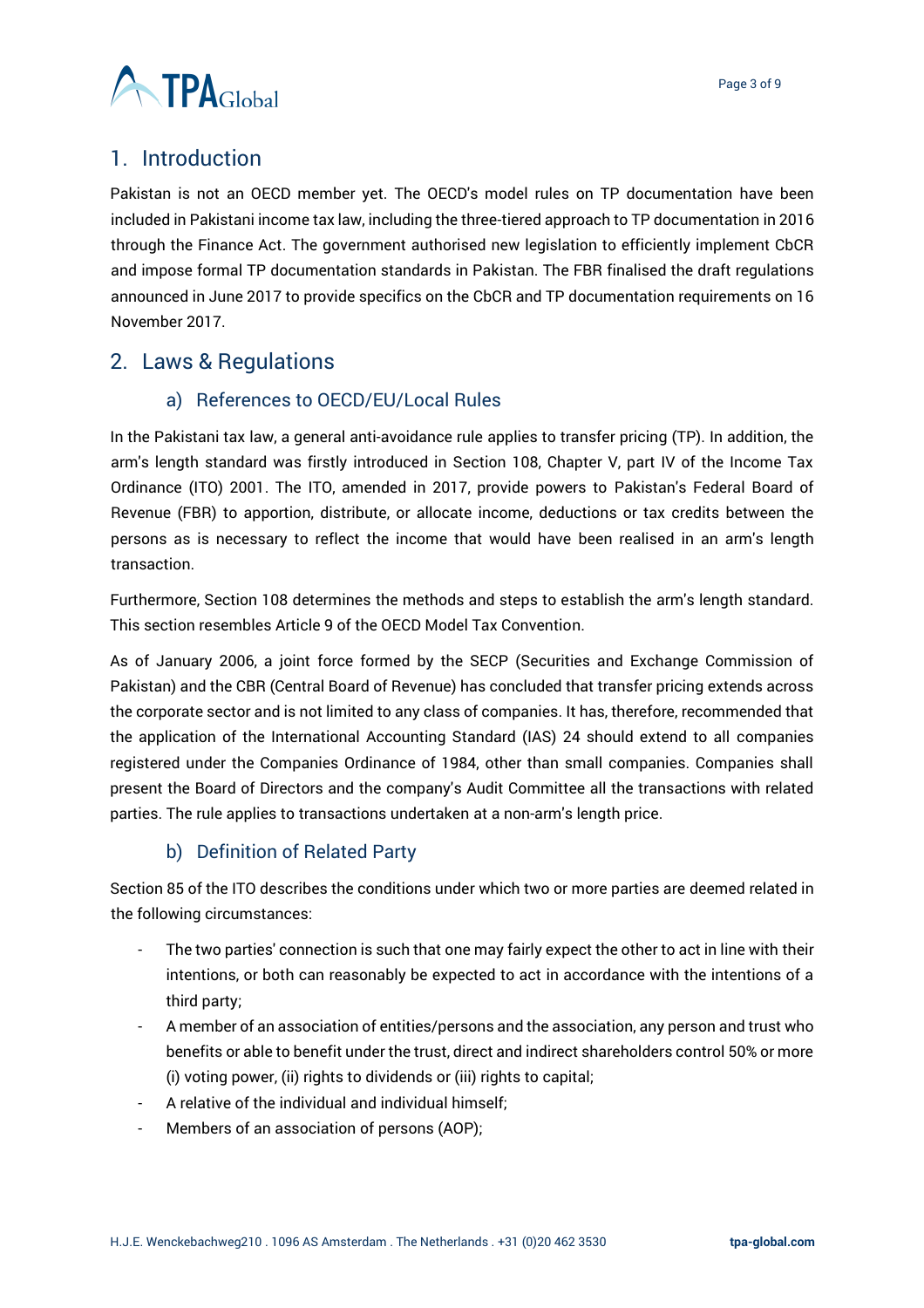## 1. Introduction

Pakistan is not an OECD member yet. The OECD's model rules on TP documentation have been included in Pakistani income tax law, including the three-tiered approach to TP documentation in 2016 through the Finance Act. The government authorised new legislation to efficiently implement CbCR and impose formal TP documentation standards in Pakistan. The FBR finalised the draft regulations announced in June 2017 to provide specifics on the CbCR and TP documentation requirements on 16 November 2017.

## 2. Laws & Regulations

### a) References to OECD/EU/Local Rules

In the Pakistani tax law, a general anti-avoidance rule applies to transfer pricing (TP). In addition, the arm's length standard was firstly introduced in Section 108, Chapter V, part IV of the Income Tax Ordinance (ITO) 2001. The ITO, amended in 2017, provide powers to Pakistan's Federal Board of Revenue (FBR) to apportion, distribute, or allocate income, deductions or tax credits between the persons as is necessary to reflect the income that would have been realised in an arm's length transaction.

Furthermore, Section 108 determines the methods and steps to establish the arm's length standard. This section resembles Article 9 of the OECD Model Tax Convention.

As of January 2006, a joint force formed by the SECP (Securities and Exchange Commission of Pakistan) and the CBR (Central Board of Revenue) has concluded that transfer pricing extends across the corporate sector and is not limited to any class of companies. It has, therefore, recommended that the application of the International Accounting Standard (IAS) 24 should extend to all companies registered under the Companies Ordinance of 1984, other than small companies. Companies shall present the Board of Directors and the company's Audit Committee all the transactions with related parties. The rule applies to transactions undertaken at a non-arm's length price.

### b) Definition of Related Party

Section 85 of the ITO describes the conditions under which two or more parties are deemed related in the following circumstances:

- The two parties' connection is such that one may fairly expect the other to act in line with their intentions, or both can reasonably be expected to act in accordance with the intentions of a third party;
- A member of an association of entities/persons and the association, any person and trust who benefits or able to benefit under the trust, direct and indirect shareholders control 50% or more (i) voting power, (ii) rights to dividends or (iii) rights to capital;
- A relative of the individual and individual himself;
- Members of an association of persons (AOP);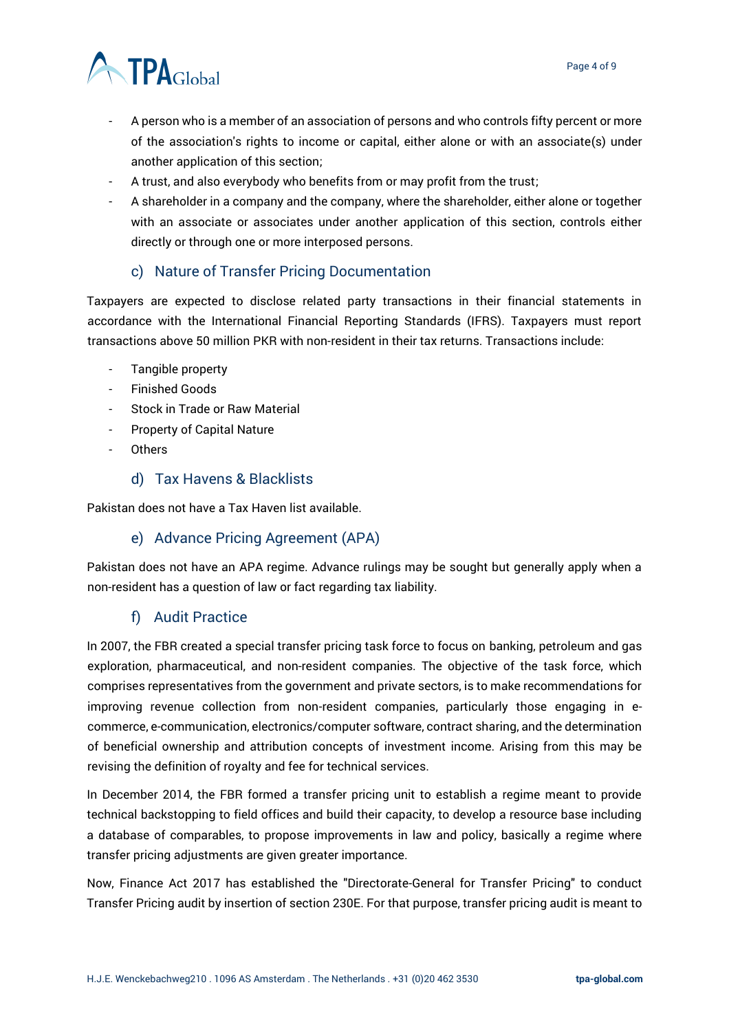- A person who is a member of an association of persons and who controls fifty percent or more of the association's rights to income or capital, either alone or with an associate(s) under another application of this section;
- A trust, and also everybody who benefits from or may profit from the trust;
- A shareholder in a company and the company, where the shareholder, either alone or together with an associate or associates under another application of this section, controls either directly or through one or more interposed persons.

### c) Nature of Transfer Pricing Documentation

Taxpayers are expected to disclose related party transactions in their financial statements in accordance with the International Financial Reporting Standards (IFRS). Taxpayers must report transactions above 50 million PKR with non-resident in their tax returns. Transactions include:

- Tangible property
- Finished Goods
- Stock in Trade or Raw Material
- Property of Capital Nature
- Others

### d) Tax Havens & Blacklists

Pakistan does not have a Tax Haven list available.

### e) Advance Pricing Agreement (APA)

Pakistan does not have an APA regime. Advance rulings may be sought but generally apply when a non-resident has a question of law or fact regarding tax liability.

### f) Audit Practice

In 2007, the FBR created a special transfer pricing task force to focus on banking, petroleum and gas exploration, pharmaceutical, and non-resident companies. The objective of the task force, which comprises representatives from the government and private sectors, is to make recommendations for improving revenue collection from non-resident companies, particularly those engaging in e-commerce, e-communication, electronics/computer software, contract sharing, and the determination of beneficial ownership and attribution concepts of investment income. Arising from this may be revising the definition of royalty and fee for technical services.

In December 2014, the FBR formed a transfer pricing unit to establish a regime meant to provide technical backstopping to field offices and build their capacity, to develop a resource base including a database of comparables, to propose improvements in law and policy, basically a regime where transfer pricing adjustments are given greater importance.

Now, Finance Act 2017 has established the "Directorate-General for Transfer Pricing" to conduct Transfer Pricing audit by insertion of section 230E. For that purpose, transfer pricing audit is meant to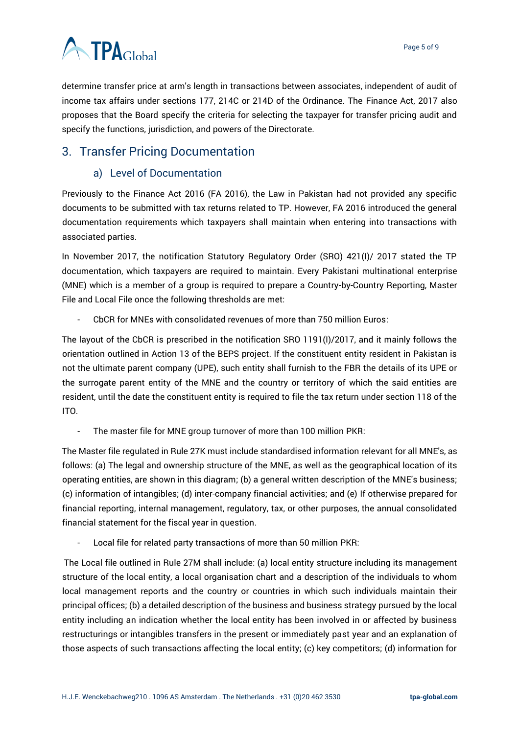determine transfer price at arm's length in transactions between associates, independent of audit of income tax affairs under sections 177, 214C or 214D of the Ordinance. The Finance Act, 2017 also proposes that the Board specify the criteria for selecting the taxpayer for transfer pricing audit and specify the functions, jurisdiction, and powers of the Directorate.

## 3. Transfer Pricing Documentation

### a) Level of Documentation

Previously to the Finance Act 2016 (FA 2016), the Law in Pakistan had not provided any specific documents to be submitted with tax returns related to TP. However, FA 2016 introduced the general documentation requirements which taxpayers shall maintain when entering into transactions with associated parties.

In November 2017, the notification Statutory Regulatory Order (SRO) 421(I)/ 2017 stated the TP documentation, which taxpayers are required to maintain. Every Pakistani multinational enterprise (MNE) which is a member of a group is required to prepare a Country-by-Country Reporting, Master File and Local File once the following thresholds are met:

- CbCR for MNEs with consolidated revenues of more than 750 million Euros:

The layout of the CbCR is prescribed in the notification SRO 1191(I)/2017, and it mainly follows the orientation outlined in Action 13 of the BEPS project. If the constituent entity resident in Pakistan is not the ultimate parent company (UPE), such entity shall furnish to the FBR the details of its UPE or the surrogate parent entity of the MNE and the country or territory of which the said entities are resident, until the date the constituent entity is required to file the tax return under section 118 of the ITO.

- The master file for MNE group turnover of more than 100 million PKR:

The Master file regulated in Rule 27K must include standardised information relevant for all MNE's, as follows: (a) The legal and ownership structure of the MNE, as well as the geographical location of its operating entities, are shown in this diagram; (b) a general written description of the MNE's business; (c) information of intangibles; (d) inter-company financial activities; and (e) If otherwise prepared for financial reporting, internal management, regulatory, tax, or other purposes, the annual consolidated financial statement for the fiscal year in question.

- Local file for related party transactions of more than 50 million PKR:

The Local file outlined in Rule 27M shall include: (a) local entity structure including its management structure of the local entity, a local organisation chart and a description of the individuals to whom local management reports and the country or countries in which such individuals maintain their principal offices; (b) a detailed description of the business and business strategy pursued by the local entity including an indication whether the local entity has been involved in or affected by business restructurings or intangibles transfers in the present or immediately past year and an explanation of those aspects of such transactions affecting the local entity; (c) key competitors; (d) information for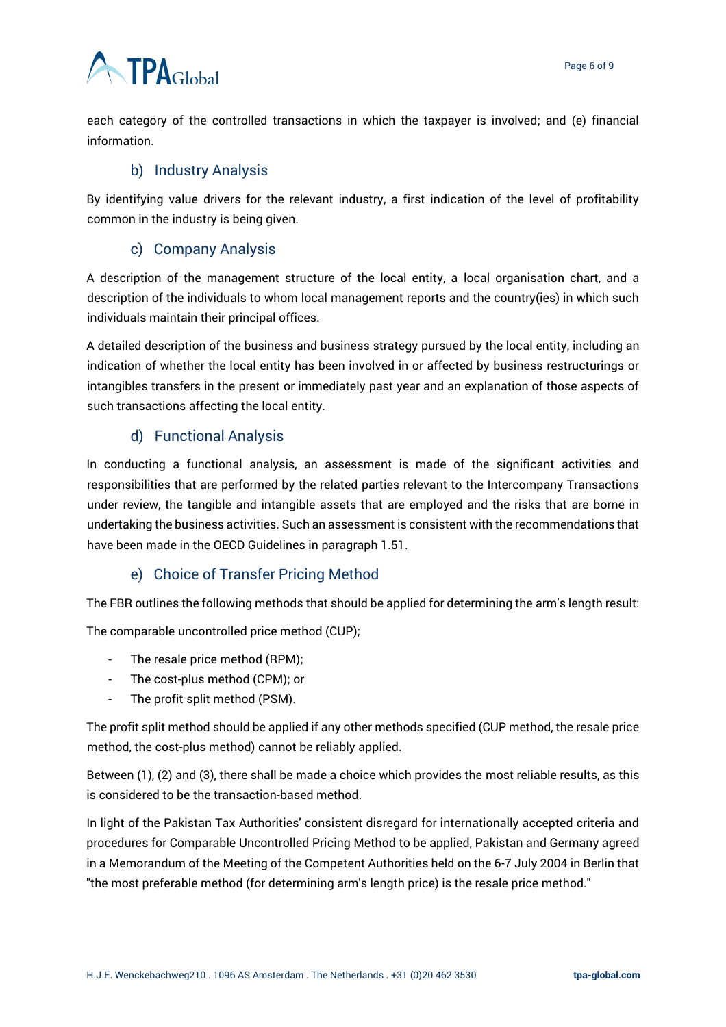each category of the controlled transactions in which the taxpayer is involved; and (e) financial information.

### b) Industry Analysis

By identifying value drivers for the relevant industry, a first indication of the level of profitability common in the industry is being given.

### c) Company Analysis

A description of the management structure of the local entity, a local organisation chart, and a description of the individuals to whom local management reports and the country(ies) in which such individuals maintain their principal offices.

A detailed description of the business and business strategy pursued by the local entity, including an indication of whether the local entity has been involved in or affected by business restructurings or intangibles transfers in the present or immediately past year and an explanation of those aspects of such transactions affecting the local entity.

### d) Functional Analysis

In conducting a functional analysis, an assessment is made of the significant activities and responsibilities that are performed by the related parties relevant to the Intercompany Transactions under review, the tangible and intangible assets that are employed and the risks that are borne in undertaking the business activities. Such an assessment is consistent with the recommendations that have been made in the OECD Guidelines in paragraph 1.51.

### e) Choice of Transfer Pricing Method

The FBR outlines the following methods that should be applied for determining the arm's length result:

The comparable uncontrolled price method (CUP);

- The resale price method (RPM);
- The cost-plus method (CPM); or
- The profit split method (PSM).

The profit split method should be applied if any other methods specified (CUP method, the resale price method, the cost-plus method) cannot be reliably applied.

Between (1), (2) and (3), there shall be made a choice which provides the most reliable results, as this is considered to be the transaction-based method.

In light of the Pakistan Tax Authorities' consistent disregard for internationally accepted criteria and procedures for Comparable Uncontrolled Pricing Method to be applied, Pakistan and Germany agreed in a Memorandum of the Meeting of the Competent Authorities held on the 6-7 July 2004 in Berlin that "the most preferable method (for determining arm's length price) is the resale price method."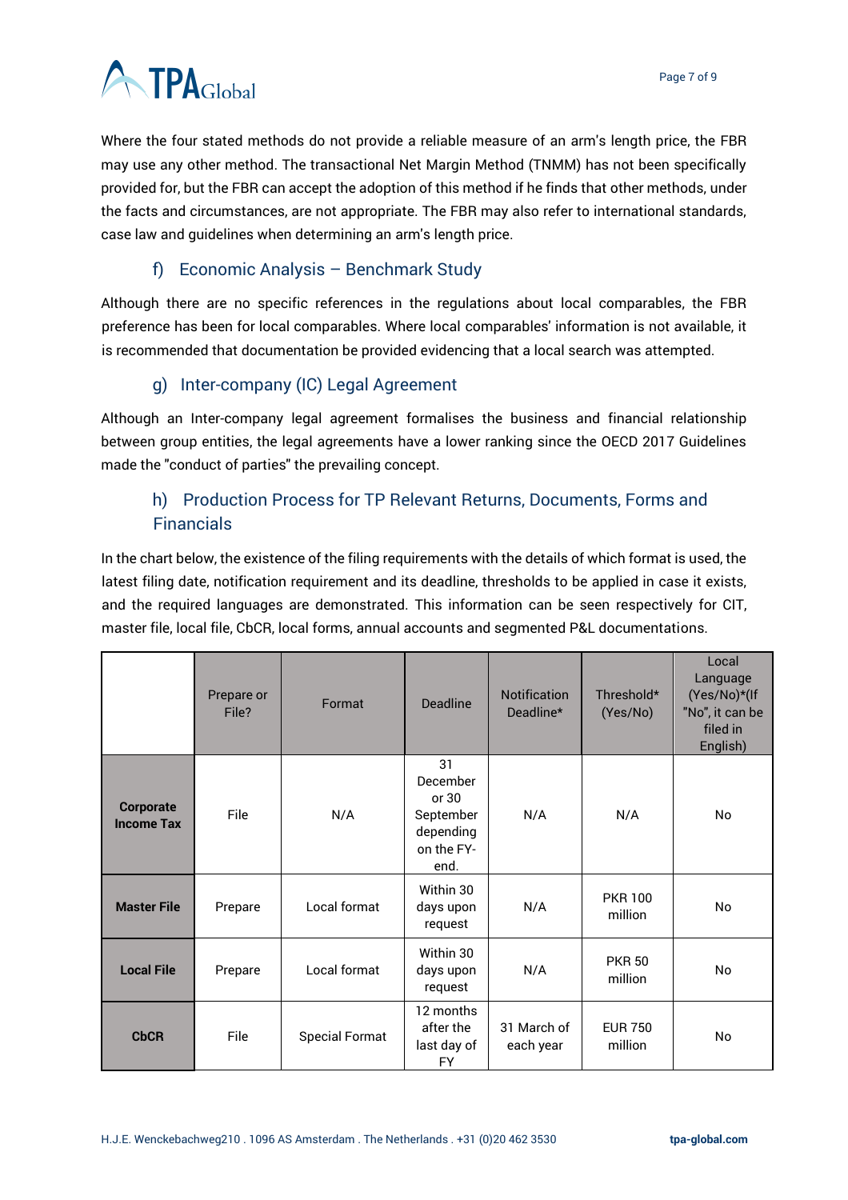Where the four stated methods do not provide a reliable measure of an arm's length price, the FBR may use any other method. The transactional Net Margin Method (TNMM) has not been specifically provided for, but the FBR can accept the adoption of this method if he finds that other methods, under the facts and circumstances, are not appropriate. The FBR may also refer to international standards, case law and guidelines when determining an arm's length price.

### f) Economic Analysis – Benchmark Study

Although there are no specific references in the regulations about local comparables, the FBR preference has been for local comparables. Where local comparables' information is not available, it is recommended that documentation be provided evidencing that a local search was attempted.

### g) Inter-company (IC) Legal Agreement

Although an Inter-company legal agreement formalises the business and financial relationship between group entities, the legal agreements have a lower ranking since the OECD 2017 Guidelines made the "conduct of parties" the prevailing concept.

### h) Production Process for TP Relevant Returns, Documents, Forms and Financials

In the chart below, the existence of the filing requirements with the details of which format is used, the latest filing date, notification requirement and its deadline, thresholds to be applied in case it exists, and the required languages are demonstrated. This information can be seen respectively for CIT, master file, local file, CbCR, local forms, annual accounts and segmented P&L documentations.

| | Prepare or File? | Format | Deadline | Notification Deadline* | Threshold* (Yes/No) | Local Language (Yes/No)*(If "No", it can be filed in English) |
|---|---|---|---|---|---|---|
| **Corporate Income Tax** | File | N/A | 31 December or 30 September depending on the FY-end. | N/A | N/A | No |
| **Master File** | Prepare | Local format | Within 30 days upon request | N/A | PKR 100 million | No |
| **Local File** | Prepare | Local format | Within 30 days upon request | N/A | PKR 50 million | No |
| **CbCR** | File | Special Format | 12 months after the last day of FY | 31 March of each year | EUR 750 million | No |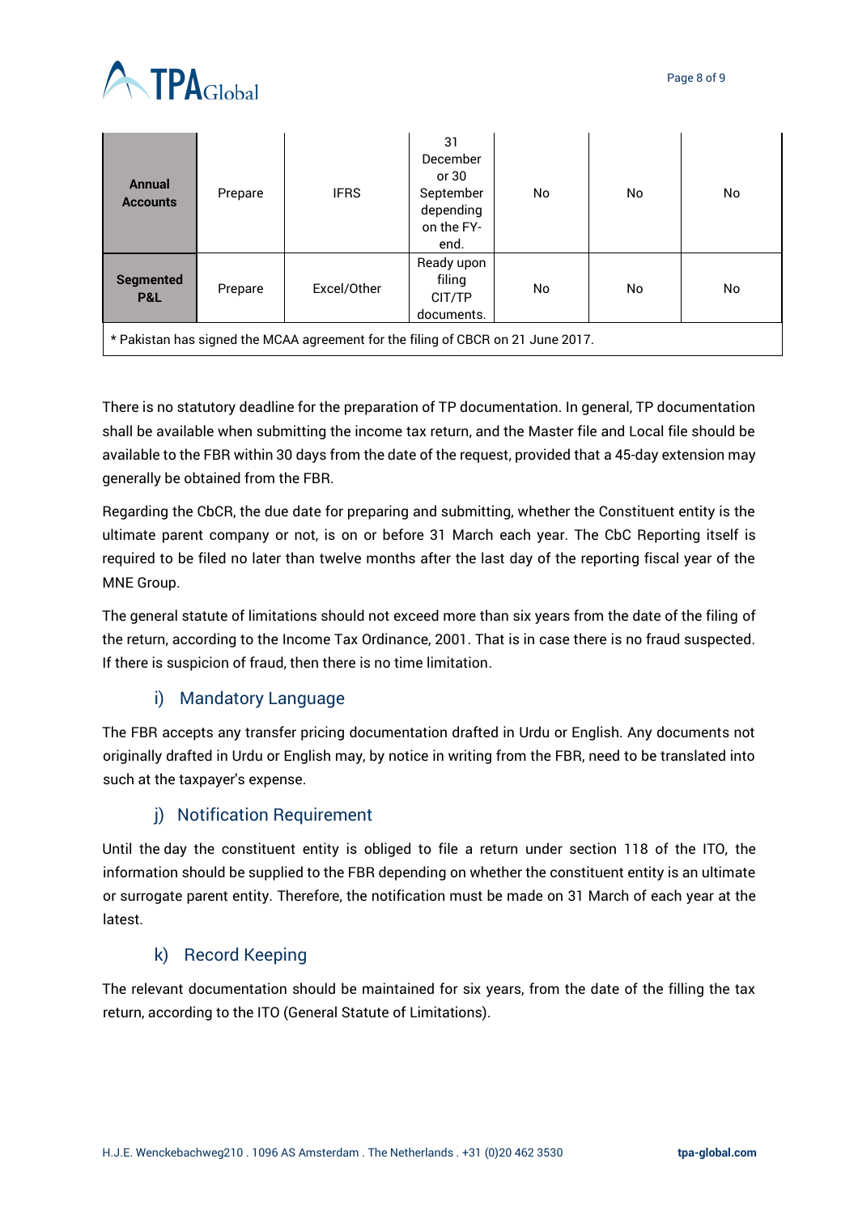| | | | | | | |
|---|---|---|---|---|---|---|
| **Annual Accounts** | Prepare | IFRS | 31 December or 30 September depending on the FY-end. | No | No | No |
| **Segmented P&L** | Prepare | Excel/Other | Ready upon filing CIT/TP documents. | No | No | No |
| * Pakistan has signed the MCAA agreement for the filing of CBCR on 21 June 2017. | | | | | | |

There is no statutory deadline for the preparation of TP documentation. In general, TP documentation shall be available when submitting the income tax return, and the Master file and Local file should be available to the FBR within 30 days from the date of the request, provided that a 45-day extension may generally be obtained from the FBR.

Regarding the CbCR, the due date for preparing and submitting, whether the Constituent entity is the ultimate parent company or not, is on or before 31 March each year. The CbC Reporting itself is required to be filed no later than twelve months after the last day of the reporting fiscal year of the MNE Group.

The general statute of limitations should not exceed more than six years from the date of the filing of the return, according to the Income Tax Ordinance, 2001. That is in case there is no fraud suspected. If there is suspicion of fraud, then there is no time limitation.

### i) Mandatory Language

The FBR accepts any transfer pricing documentation drafted in Urdu or English. Any documents not originally drafted in Urdu or English may, by notice in writing from the FBR, need to be translated into such at the taxpayer's expense.

### j) Notification Requirement

Until the day the constituent entity is obliged to file a return under section 118 of the ITO, the information should be supplied to the FBR depending on whether the constituent entity is an ultimate or surrogate parent entity. Therefore, the notification must be made on 31 March of each year at the latest.

### k) Record Keeping

The relevant documentation should be maintained for six years, from the date of the filling the tax return, according to the ITO (General Statute of Limitations).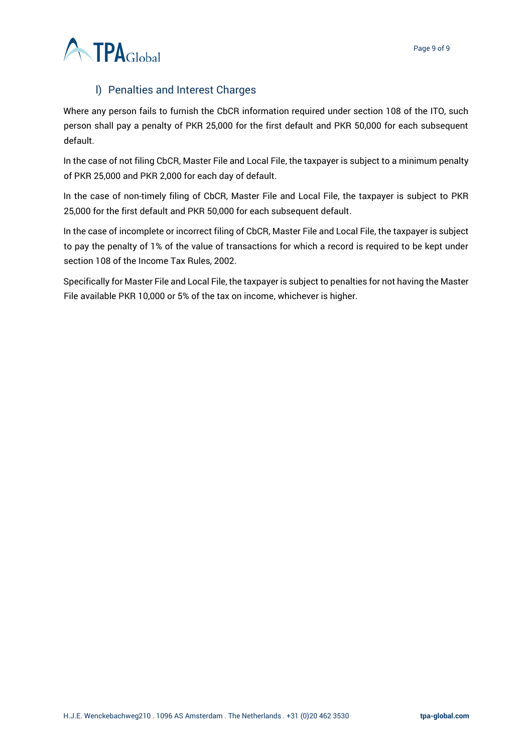### l) Penalties and Interest Charges

Where any person fails to furnish the CbCR information required under section 108 of the ITO, such person shall pay a penalty of PKR 25,000 for the first default and PKR 50,000 for each subsequent default.

In the case of not filing CbCR, Master File and Local File, the taxpayer is subject to a minimum penalty of PKR 25,000 and PKR 2,000 for each day of default.

In the case of non-timely filing of CbCR, Master File and Local File, the taxpayer is subject to PKR 25,000 for the first default and PKR 50,000 for each subsequent default.

In the case of incomplete or incorrect filing of CbCR, Master File and Local File, the taxpayer is subject to pay the penalty of 1% of the value of transactions for which a record is required to be kept under section 108 of the Income Tax Rules, 2002.

Specifically for Master File and Local File, the taxpayer is subject to penalties for not having the Master File available PKR 10,000 or 5% of the tax on income, whichever is higher.